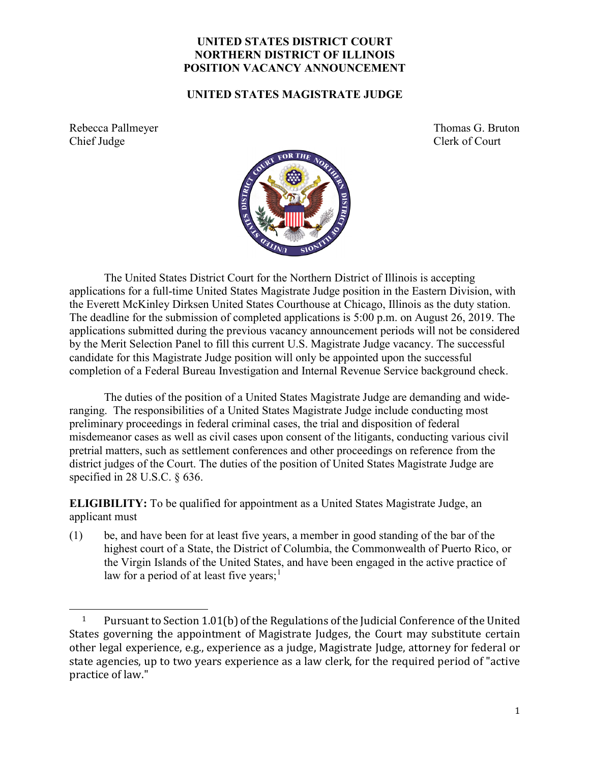# UNITED STATES DISTRICT COURT
# NORTHERN DISTRICT OF ILLINOIS
# POSITION VACANCY ANNOUNCEMENT

## UNITED STATES MAGISTRATE JUDGE

Rebecca Pallmeyer
Chief Judge

Thomas G. Bruton
Clerk of Court

The United States District Court for the Northern District of Illinois is accepting applications for a full-time United States Magistrate Judge position in the Eastern Division, with the Everett McKinley Dirksen United States Courthouse at Chicago, Illinois as the duty station. The deadline for the submission of completed applications is 5:00 p.m. on August 26, 2019. The applications submitted during the previous vacancy announcement periods will not be considered by the Merit Selection Panel to fill this current U.S. Magistrate Judge vacancy. The successful candidate for this Magistrate Judge position will only be appointed upon the successful completion of a Federal Bureau Investigation and Internal Revenue Service background check.

The duties of the position of a United States Magistrate Judge are demanding and wide-ranging. The responsibilities of a United States Magistrate Judge include conducting most preliminary proceedings in federal criminal cases, the trial and disposition of federal misdemeanor cases as well as civil cases upon consent of the litigants, conducting various civil pretrial matters, such as settlement conferences and other proceedings on reference from the district judges of the Court. The duties of the position of United States Magistrate Judge are specified in 28 U.S.C. § 636.

**ELIGIBILITY:** To be qualified for appointment as a United States Magistrate Judge, an applicant must

(1) be, and have been for at least five years, a member in good standing of the bar of the highest court of a State, the District of Columbia, the Commonwealth of Puerto Rico, or the Virgin Islands of the United States, and have been engaged in the active practice of law for a period of at least five years;[1]

---

[1] Pursuant to Section 1.01(b) of the Regulations of the Judicial Conference of the United States governing the appointment of Magistrate Judges, the Court may substitute certain other legal experience, e.g., experience as a judge, Magistrate Judge, attorney for federal or state agencies, up to two years experience as a law clerk, for the required period of "active practice of law."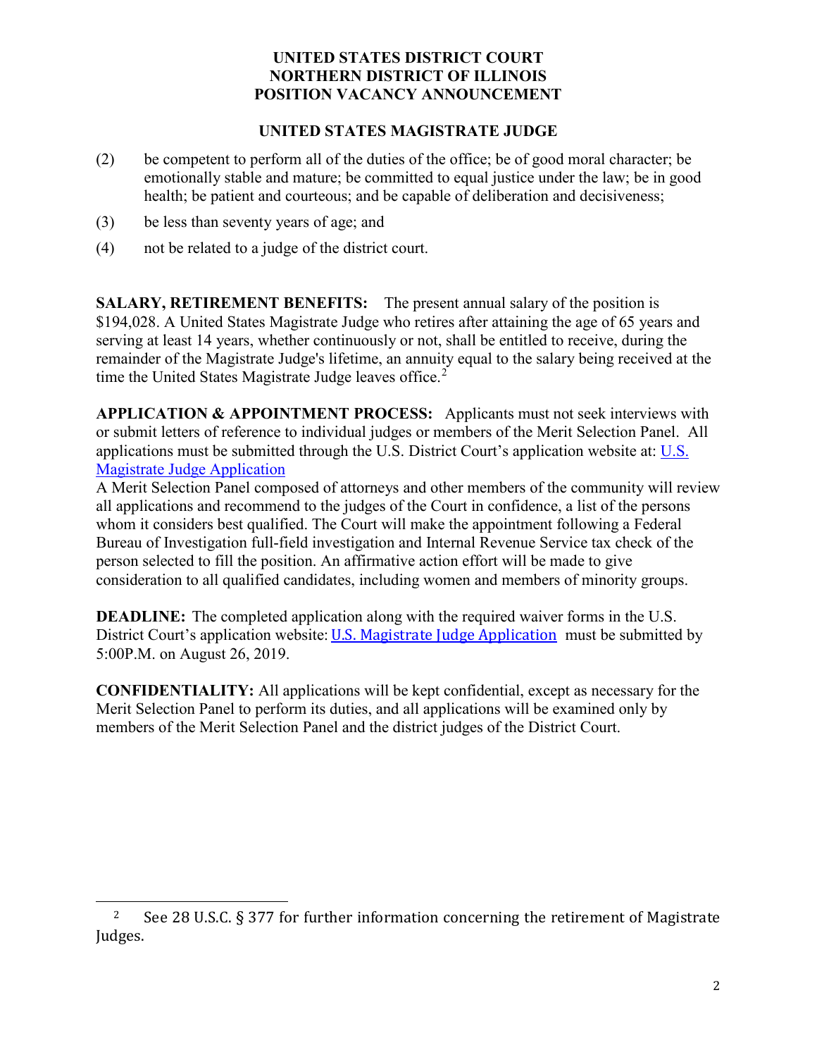**UNITED STATES DISTRICT COURT**
**NORTHERN DISTRICT OF ILLINOIS**
**POSITION VACANCY ANNOUNCEMENT**

**UNITED STATES MAGISTRATE JUDGE**

(2) be competent to perform all of the duties of the office; be of good moral character; be emotionally stable and mature; be committed to equal justice under the law; be in good health; be patient and courteous; and be capable of deliberation and decisiveness;

(3) be less than seventy years of age; and

(4) not be related to a judge of the district court.

**SALARY, RETIREMENT BENEFITS:** The present annual salary of the position is $194,028. A United States Magistrate Judge who retires after attaining the age of 65 years and serving at least 14 years, whether continuously or not, shall be entitled to receive, during the remainder of the Magistrate Judge's lifetime, an annuity equal to the salary being received at the time the United States Magistrate Judge leaves office.[2]

**APPLICATION & APPOINTMENT PROCESS:** Applicants must not seek interviews with or submit letters of reference to individual judges or members of the Merit Selection Panel. All applications must be submitted through the U.S. District Court's application website at: U.S. Magistrate Judge Application

A Merit Selection Panel composed of attorneys and other members of the community will review all applications and recommend to the judges of the Court in confidence, a list of the persons whom it considers best qualified. The Court will make the appointment following a Federal Bureau of Investigation full-field investigation and Internal Revenue Service tax check of the person selected to fill the position. An affirmative action effort will be made to give consideration to all qualified candidates, including women and members of minority groups.

**DEADLINE:** The completed application along with the required waiver forms in the U.S. District Court's application website: U.S. Magistrate Judge Application must be submitted by 5:00P.M. on August 26, 2019.

**CONFIDENTIALITY:** All applications will be kept confidential, except as necessary for the Merit Selection Panel to perform its duties, and all applications will be examined only by members of the Merit Selection Panel and the district judges of the District Court.

---

[2] See 28 U.S.C. § 377 for further information concerning the retirement of Magistrate Judges.